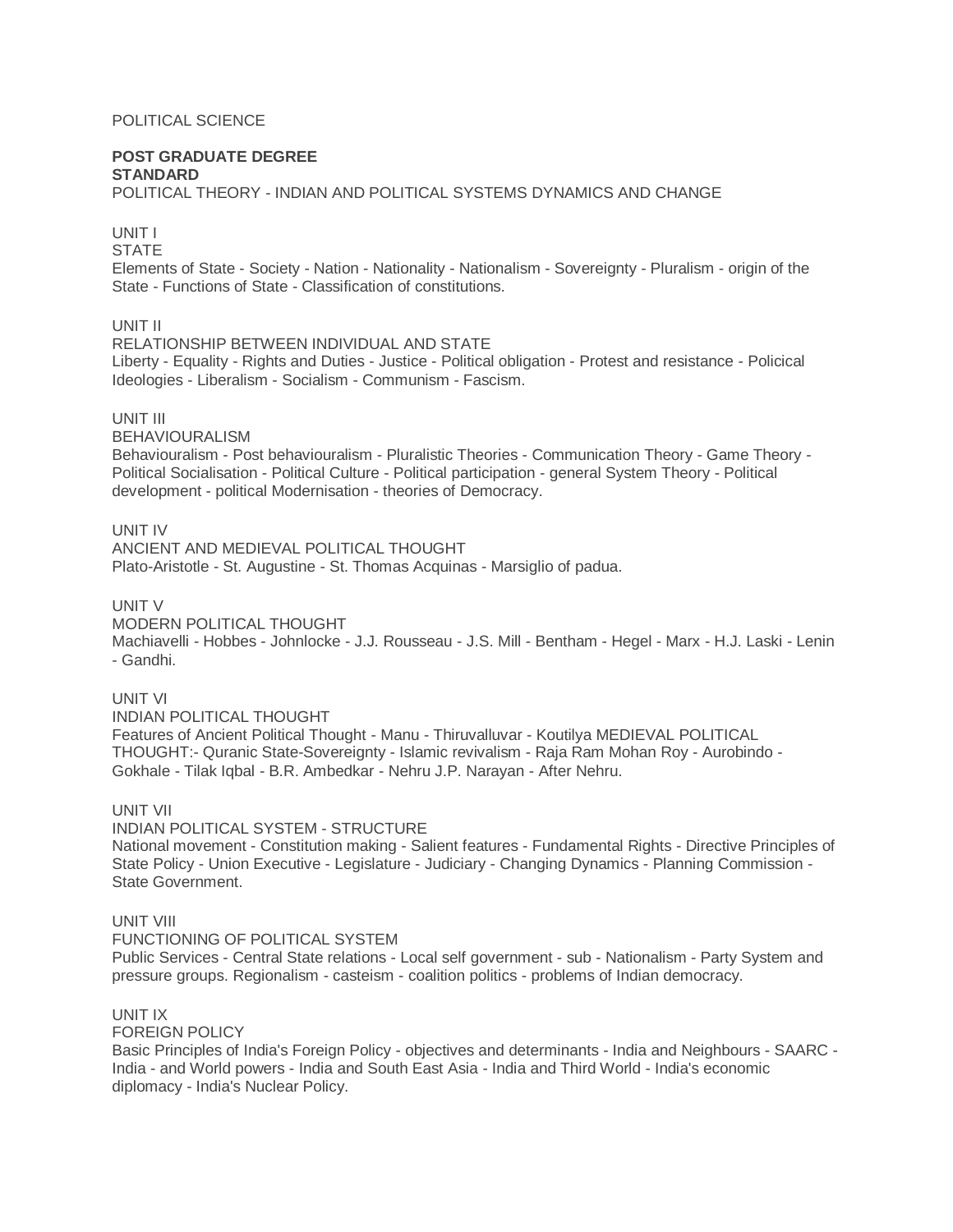POLITICAL SCIENCE

**POST GRADUATE DEGREE**
**STANDARD**
POLITICAL THEORY - INDIAN AND POLITICAL SYSTEMS DYNAMICS AND CHANGE

UNIT I
STATE
Elements of State - Society - Nation - Nationality - Nationalism - Sovereignty - Pluralism - origin of the State - Functions of State - Classification of constitutions.

UNIT II
RELATIONSHIP BETWEEN INDIVIDUAL AND STATE
Liberty - Equality - Rights and Duties - Justice - Political obligation - Protest and resistance - Policical Ideologies - Liberalism - Socialism - Communism - Fascism.

UNIT III
BEHAVIOURALISM
Behaviouralism - Post behaviouralism - Pluralistic Theories - Communication Theory - Game Theory - Political Socialisation - Political Culture - Political participation - general System Theory - Political development - political Modernisation - theories of Democracy.

UNIT IV
ANCIENT AND MEDIEVAL POLITICAL THOUGHT
Plato-Aristotle - St. Augustine - St. Thomas Acquinas - Marsiglio of padua.

UNIT V
MODERN POLITICAL THOUGHT
Machiavelli - Hobbes - Johnlocke - J.J. Rousseau - J.S. Mill - Bentham - Hegel - Marx - H.J. Laski - Lenin - Gandhi.

UNIT VI
INDIAN POLITICAL THOUGHT
Features of Ancient Political Thought - Manu - Thiruvalluvar - Koutilya MEDIEVAL POLITICAL THOUGHT:- Quranic State-Sovereignty - Islamic revivalism - Raja Ram Mohan Roy - Aurobindo - Gokhale - Tilak Iqbal - B.R. Ambedkar - Nehru J.P. Narayan - After Nehru.

UNIT VII
INDIAN POLITICAL SYSTEM - STRUCTURE
National movement - Constitution making - Salient features - Fundamental Rights - Directive Principles of State Policy - Union Executive - Legislature - Judiciary - Changing Dynamics - Planning Commission - State Government.

UNIT VIII
FUNCTIONING OF POLITICAL SYSTEM
Public Services - Central State relations - Local self government - sub - Nationalism - Party System and pressure groups. Regionalism - casteism - coalition politics - problems of Indian democracy.

UNIT IX
FOREIGN POLICY
Basic Principles of India's Foreign Policy - objectives and determinants - India and Neighbours - SAARC - India - and World powers - India and South East Asia - India and Third World - India's economic diplomacy - India's Nuclear Policy.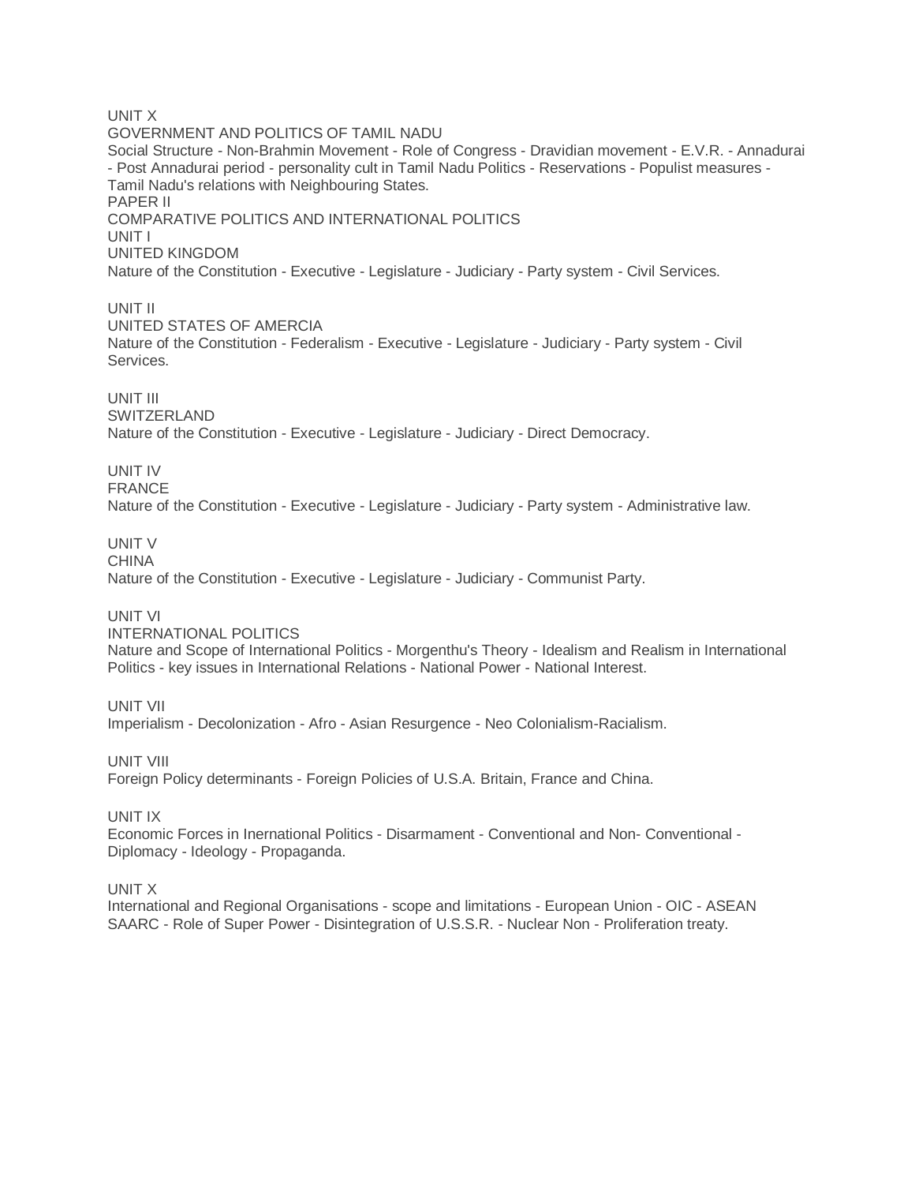UNIT X

GOVERNMENT AND POLITICS OF TAMIL NADU

Social Structure - Non-Brahmin Movement - Role of Congress - Dravidian movement - E.V.R. - Annadurai - Post Annadurai period - personality cult in Tamil Nadu Politics - Reservations - Populist measures - Tamil Nadu's relations with Neighbouring States.

PAPER II

COMPARATIVE POLITICS AND INTERNATIONAL POLITICS

UNIT I

UNITED KINGDOM

Nature of the Constitution - Executive - Legislature - Judiciary - Party system - Civil Services.

UNIT II

UNITED STATES OF AMERCIA

Nature of the Constitution - Federalism - Executive - Legislature - Judiciary - Party system - Civil Services.

UNIT III

SWITZERLAND

Nature of the Constitution - Executive - Legislature - Judiciary - Direct Democracy.

UNIT IV

FRANCE

Nature of the Constitution - Executive - Legislature - Judiciary - Party system - Administrative law.

UNIT V

CHINA

Nature of the Constitution - Executive - Legislature - Judiciary - Communist Party.

UNIT VI

INTERNATIONAL POLITICS

Nature and Scope of International Politics - Morgenthu's Theory - Idealism and Realism in International Politics - key issues in International Relations - National Power - National Interest.

UNIT VII

Imperialism - Decolonization - Afro - Asian Resurgence - Neo Colonialism-Racialism.

UNIT VIII

Foreign Policy determinants - Foreign Policies of U.S.A. Britain, France and China.

UNIT IX

Economic Forces in Inernational Politics - Disarmament - Conventional and Non- Conventional - Diplomacy - Ideology - Propaganda.

UNIT X

International and Regional Organisations - scope and limitations - European Union - OIC - ASEAN SAARC - Role of Super Power - Disintegration of U.S.S.R. - Nuclear Non - Proliferation treaty.